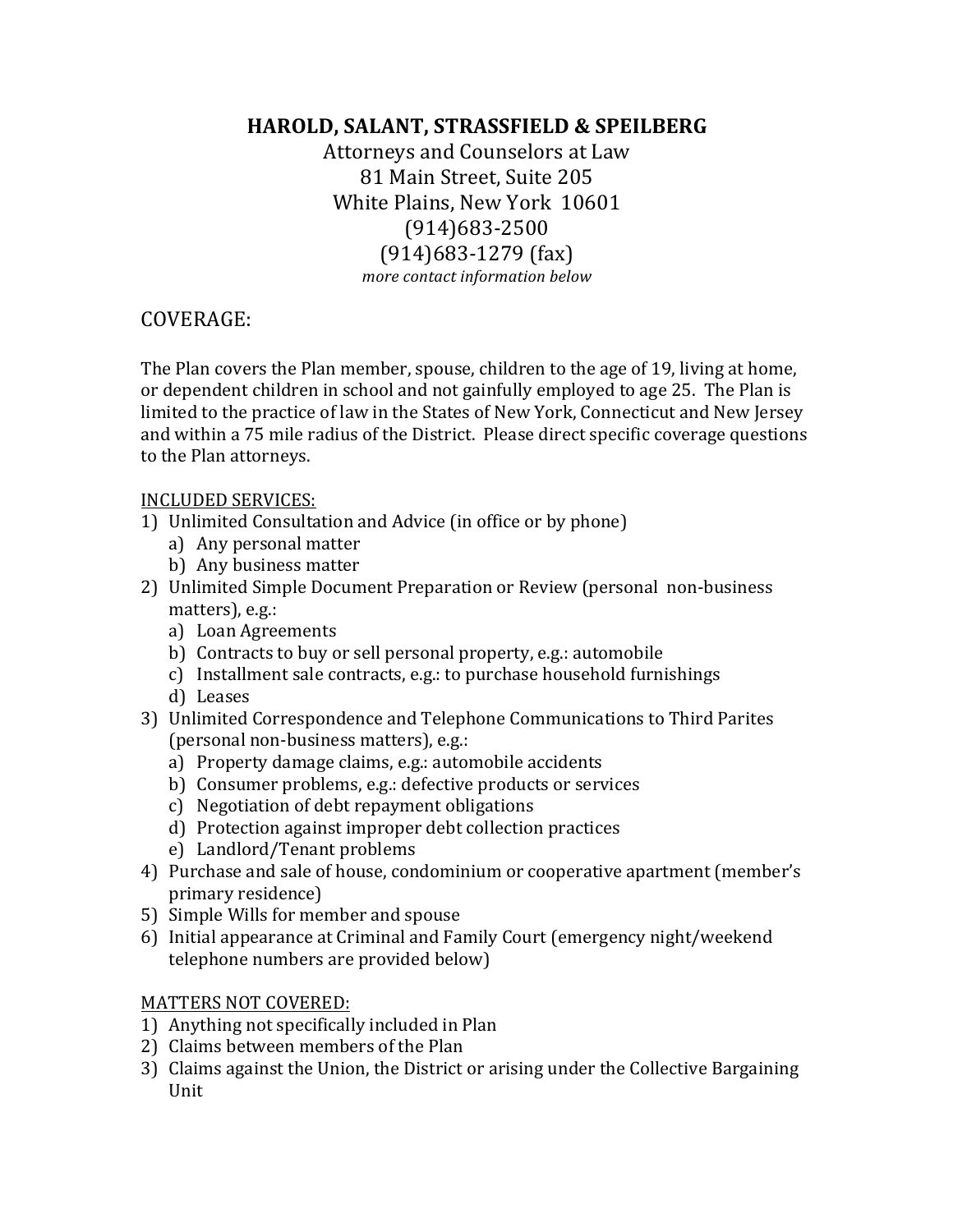# HAROLD, SALANT, STRASSFIELD & SPEILBERG

Attorneys and Counselors at Law
81 Main Street, Suite 205
White Plains, New York 10601
(914)683-2500
(914)683-1279 (fax)
*more contact information below*

## COVERAGE:

The Plan covers the Plan member, spouse, children to the age of 19, living at home, or dependent children in school and not gainfully employed to age 25. The Plan is limited to the practice of law in the States of New York, Connecticut and New Jersey and within a 75 mile radius of the District. Please direct specific coverage questions to the Plan attorneys.

<u>INCLUDED SERVICES:</u>

1) Unlimited Consultation and Advice (in office or by phone)
    a) Any personal matter
    b) Any business matter
2) Unlimited Simple Document Preparation or Review (personal non-business matters), e.g.:
    a) Loan Agreements
    b) Contracts to buy or sell personal property, e.g.: automobile
    c) Installment sale contracts, e.g.: to purchase household furnishings
    d) Leases
3) Unlimited Correspondence and Telephone Communications to Third Parites (personal non-business matters), e.g.:
    a) Property damage claims, e.g.: automobile accidents
    b) Consumer problems, e.g.: defective products or services
    c) Negotiation of debt repayment obligations
    d) Protection against improper debt collection practices
    e) Landlord/Tenant problems
4) Purchase and sale of house, condominium or cooperative apartment (member's primary residence)
5) Simple Wills for member and spouse
6) Initial appearance at Criminal and Family Court (emergency night/weekend telephone numbers are provided below)

<u>MATTERS NOT COVERED:</u>

1) Anything not specifically included in Plan
2) Claims between members of the Plan
3) Claims against the Union, the District or arising under the Collective Bargaining Unit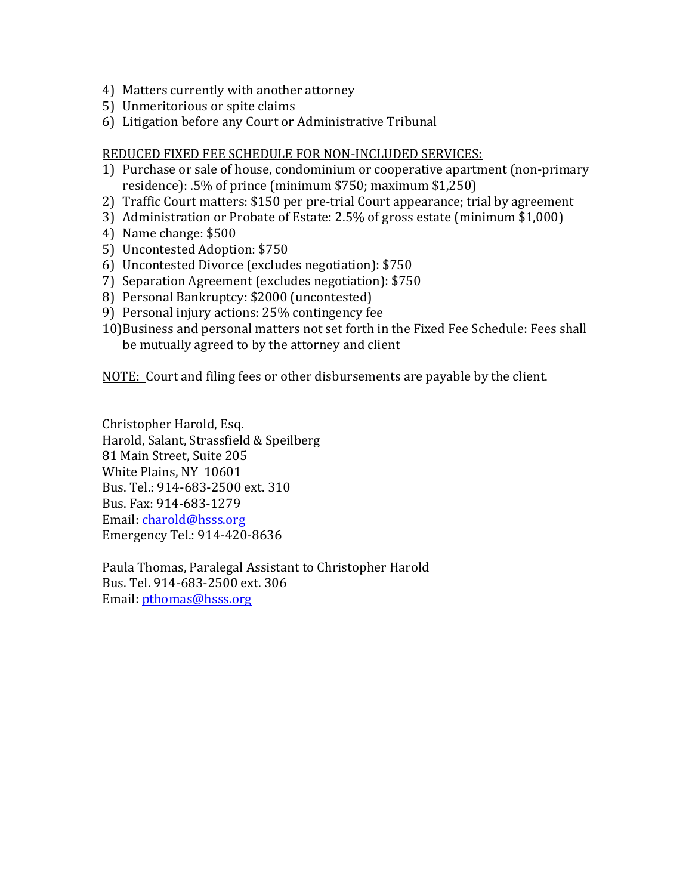4) Matters currently with another attorney
5) Unmeritorious or spite claims
6) Litigation before any Court or Administrative Tribunal

<u>REDUCED FIXED FEE SCHEDULE FOR NON-INCLUDED SERVICES:</u>

1) Purchase or sale of house, condominium or cooperative apartment (non-primary residence): .5% of prince (minimum $750; maximum $1,250)
2) Traffic Court matters: $150 per pre-trial Court appearance; trial by agreement
3) Administration or Probate of Estate: 2.5% of gross estate (minimum $1,000)
4) Name change: $500
5) Uncontested Adoption: $750
6) Uncontested Divorce (excludes negotiation): $750
7) Separation Agreement (excludes negotiation): $750
8) Personal Bankruptcy: $2000 (uncontested)
9) Personal injury actions: 25% contingency fee
10) Business and personal matters not set forth in the Fixed Fee Schedule: Fees shall be mutually agreed to by the attorney and client

<u>NOTE:</u> Court and filing fees or other disbursements are payable by the client.

Christopher Harold, Esq.
Harold, Salant, Strassfield & Speilberg
81 Main Street, Suite 205
White Plains, NY 10601
Bus. Tel.: 914-683-2500 ext. 310
Bus. Fax: 914-683-1279
Email: charold@hsss.org
Emergency Tel.: 914-420-8636

Paula Thomas, Paralegal Assistant to Christopher Harold
Bus. Tel. 914-683-2500 ext. 306
Email: pthomas@hsss.org